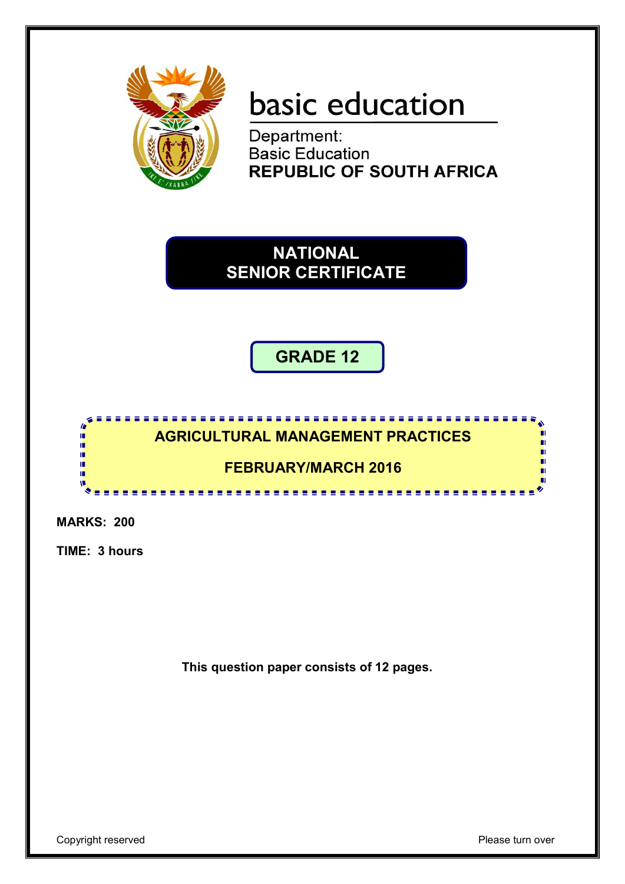basic education

Department:
Basic Education
**REPUBLIC OF SOUTH AFRICA**

# NATIONAL SENIOR CERTIFICATE

## GRADE 12

## AGRICULTURAL MANAGEMENT PRACTICES

## FEBRUARY/MARCH 2016

**MARKS: 200**

**TIME: 3 hours**

**This question paper consists of 12 pages.**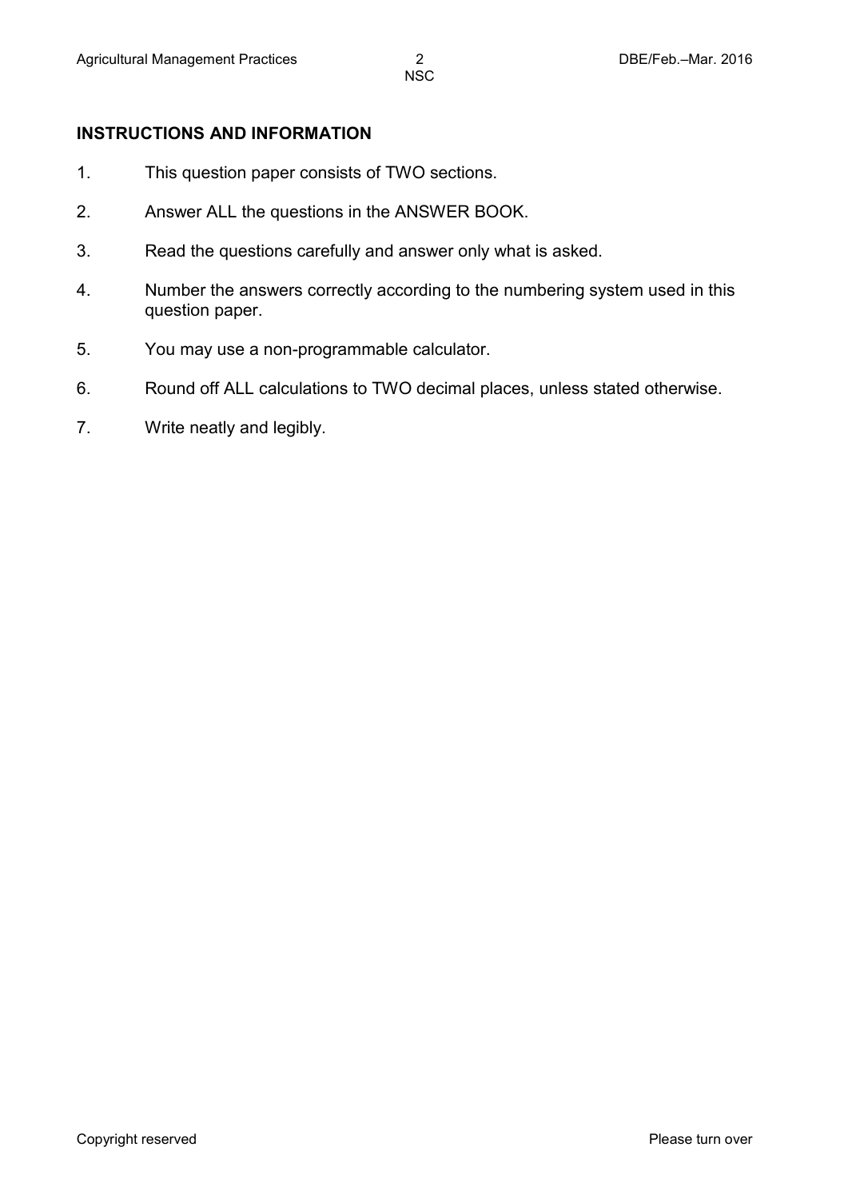## INSTRUCTIONS AND INFORMATION

1. This question paper consists of TWO sections.
2. Answer ALL the questions in the ANSWER BOOK.
3. Read the questions carefully and answer only what is asked.
4. Number the answers correctly according to the numbering system used in this question paper.
5. You may use a non-programmable calculator.
6. Round off ALL calculations to TWO decimal places, unless stated otherwise.
7. Write neatly and legibly.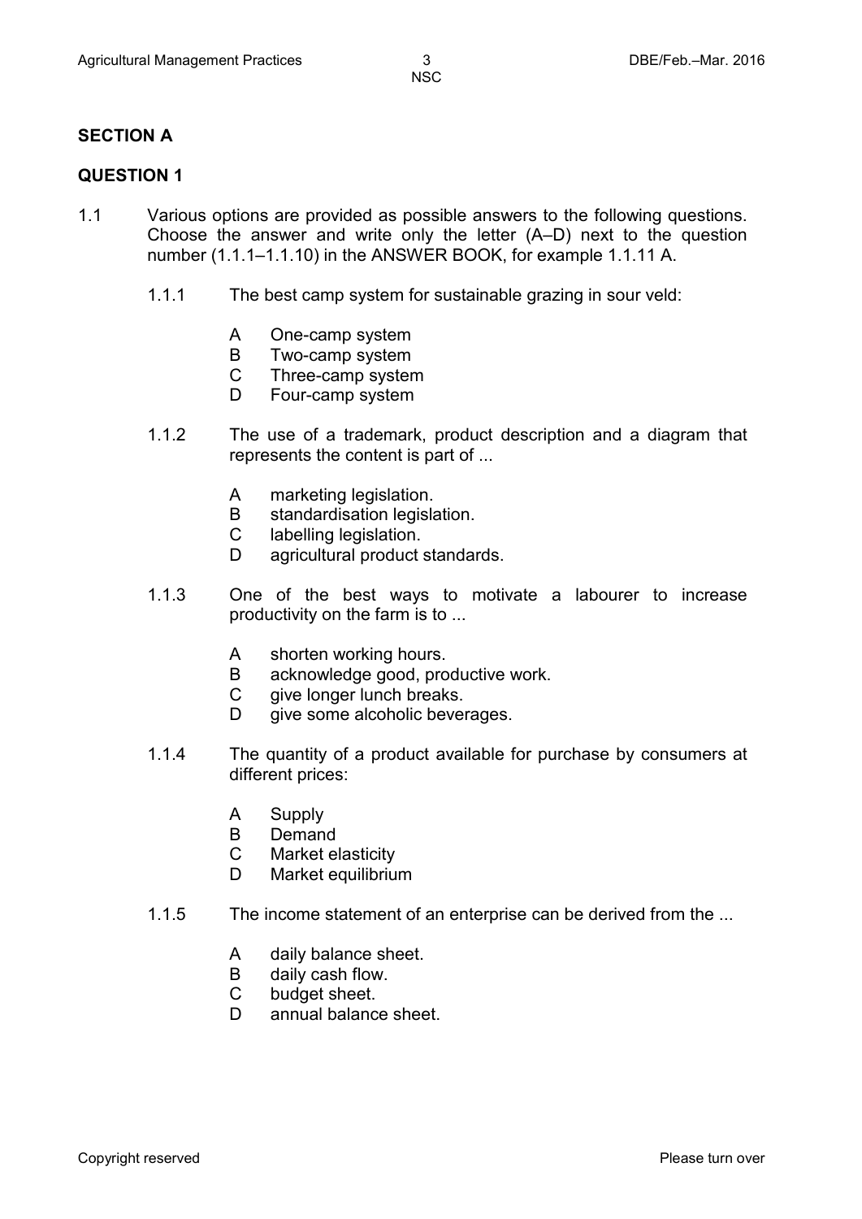## SECTION A

### QUESTION 1

1.1 Various options are provided as possible answers to the following questions. Choose the answer and write only the letter (A–D) next to the question number (1.1.1–1.1.10) in the ANSWER BOOK, for example 1.1.11 A.

1.1.1 The best camp system for sustainable grazing in sour veld:

- A One-camp system
- B Two-camp system
- C Three-camp system
- D Four-camp system

1.1.2 The use of a trademark, product description and a diagram that represents the content is part of ...

- A marketing legislation.
- B standardisation legislation.
- C labelling legislation.
- D agricultural product standards.

1.1.3 One of the best ways to motivate a labourer to increase productivity on the farm is to ...

- A shorten working hours.
- B acknowledge good, productive work.
- C give longer lunch breaks.
- D give some alcoholic beverages.

1.1.4 The quantity of a product available for purchase by consumers at different prices:

- A Supply
- B Demand
- C Market elasticity
- D Market equilibrium

1.1.5 The income statement of an enterprise can be derived from the ...

- A daily balance sheet.
- B daily cash flow.
- C budget sheet.
- D annual balance sheet.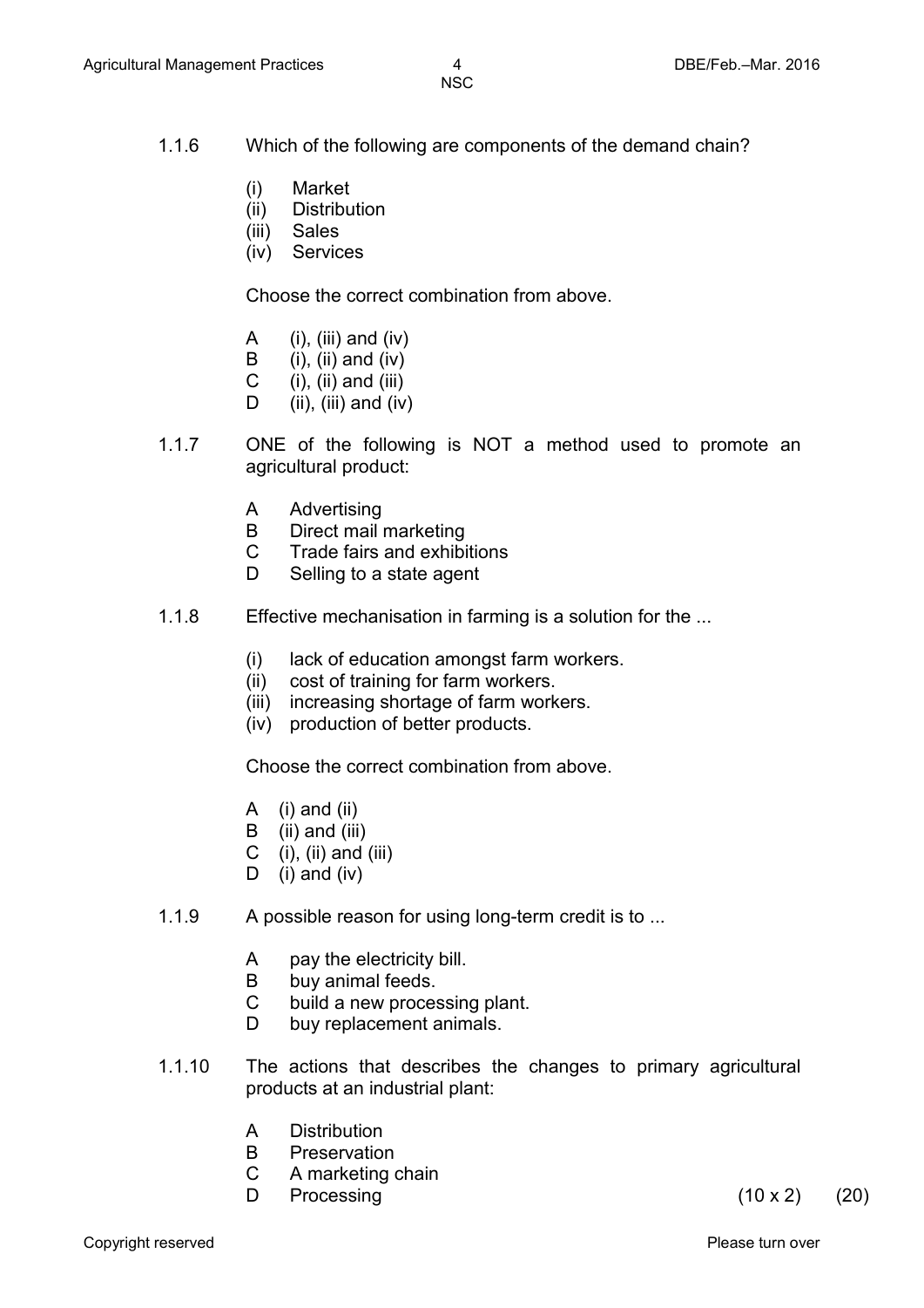1.1.6 Which of the following are components of the demand chain?

(i) Market
(ii) Distribution
(iii) Sales
(iv) Services

Choose the correct combination from above.

A (i), (iii) and (iv)
B (i), (ii) and (iv)
C (i), (ii) and (iii)
D (ii), (iii) and (iv)

1.1.7 ONE of the following is NOT a method used to promote an agricultural product:

A Advertising
B Direct mail marketing
C Trade fairs and exhibitions
D Selling to a state agent

1.1.8 Effective mechanisation in farming is a solution for the ...

(i) lack of education amongst farm workers.
(ii) cost of training for farm workers.
(iii) increasing shortage of farm workers.
(iv) production of better products.

Choose the correct combination from above.

A (i) and (ii)
B (ii) and (iii)
C (i), (ii) and (iii)
D (i) and (iv)

1.1.9 A possible reason for using long-term credit is to ...

A pay the electricity bill.
B buy animal feeds.
C build a new processing plant.
D buy replacement animals.

1.1.10 The actions that describes the changes to primary agricultural products at an industrial plant:

A Distribution
B Preservation
C A marketing chain
D Processing

(10 x 2) (20)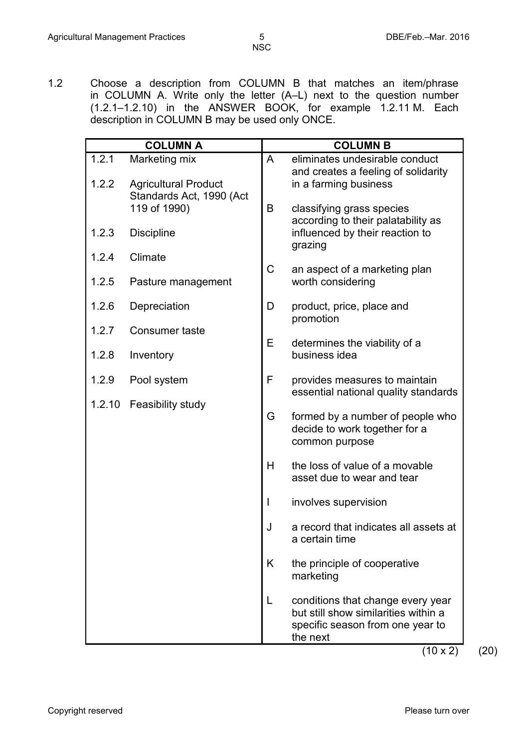1.2 Choose a description from COLUMN B that matches an item/phrase in COLUMN A. Write only the letter (A–L) next to the question number (1.2.1–1.2.10) in the ANSWER BOOK, for example 1.2.11 M. Each description in COLUMN B may be used only ONCE.

| COLUMN A | | COLUMN B | |
|---|---|---|---|
| 1.2.1 | Marketing mix | A | eliminates undesirable conduct and creates a feeling of solidarity in a farming business |
| 1.2.2 | Agricultural Product Standards Act, 1990 (Act 119 of 1990) | B | classifying grass species according to their palatability as influenced by their reaction to grazing |
| 1.2.3 | Discipline | C | an aspect of a marketing plan worth considering |
| 1.2.4 | Climate | D | product, price, place and promotion |
| 1.2.5 | Pasture management | E | determines the viability of a business idea |
| 1.2.6 | Depreciation | F | provides measures to maintain essential national quality standards |
| 1.2.7 | Consumer taste | G | formed by a number of people who decide to work together for a common purpose |
| 1.2.8 | Inventory | H | the loss of value of a movable asset due to wear and tear |
| 1.2.9 | Pool system | I | involves supervision |
| 1.2.10 | Feasibility study | J | a record that indicates all assets at a certain time |
| | | K | the principle of cooperative marketing |
| | | L | conditions that change every year but still show similarities within a specific season from one year to the next |

(10 x 2) (20)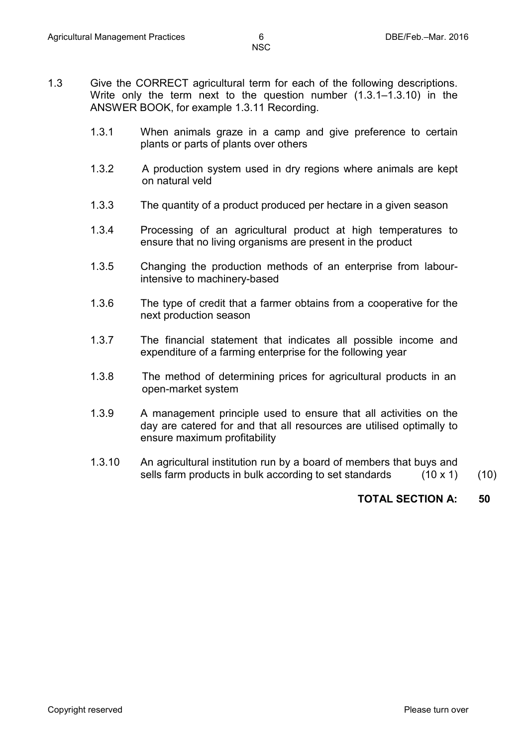1.3 Give the CORRECT agricultural term for each of the following descriptions. Write only the term next to the question number (1.3.1–1.3.10) in the ANSWER BOOK, for example 1.3.11 Recording.

1.3.1 When animals graze in a camp and give preference to certain plants or parts of plants over others

1.3.2 A production system used in dry regions where animals are kept on natural veld

1.3.3 The quantity of a product produced per hectare in a given season

1.3.4 Processing of an agricultural product at high temperatures to ensure that no living organisms are present in the product

1.3.5 Changing the production methods of an enterprise from labour-intensive to machinery-based

1.3.6 The type of credit that a farmer obtains from a cooperative for the next production season

1.3.7 The financial statement that indicates all possible income and expenditure of a farming enterprise for the following year

1.3.8 The method of determining prices for agricultural products in an open-market system

1.3.9 A management principle used to ensure that all activities on the day are catered for and that all resources are utilised optimally to ensure maximum profitability

1.3.10 An agricultural institution run by a board of members that buys and sells farm products in bulk according to set standards (10 x 1) (10)

**TOTAL SECTION A: 50**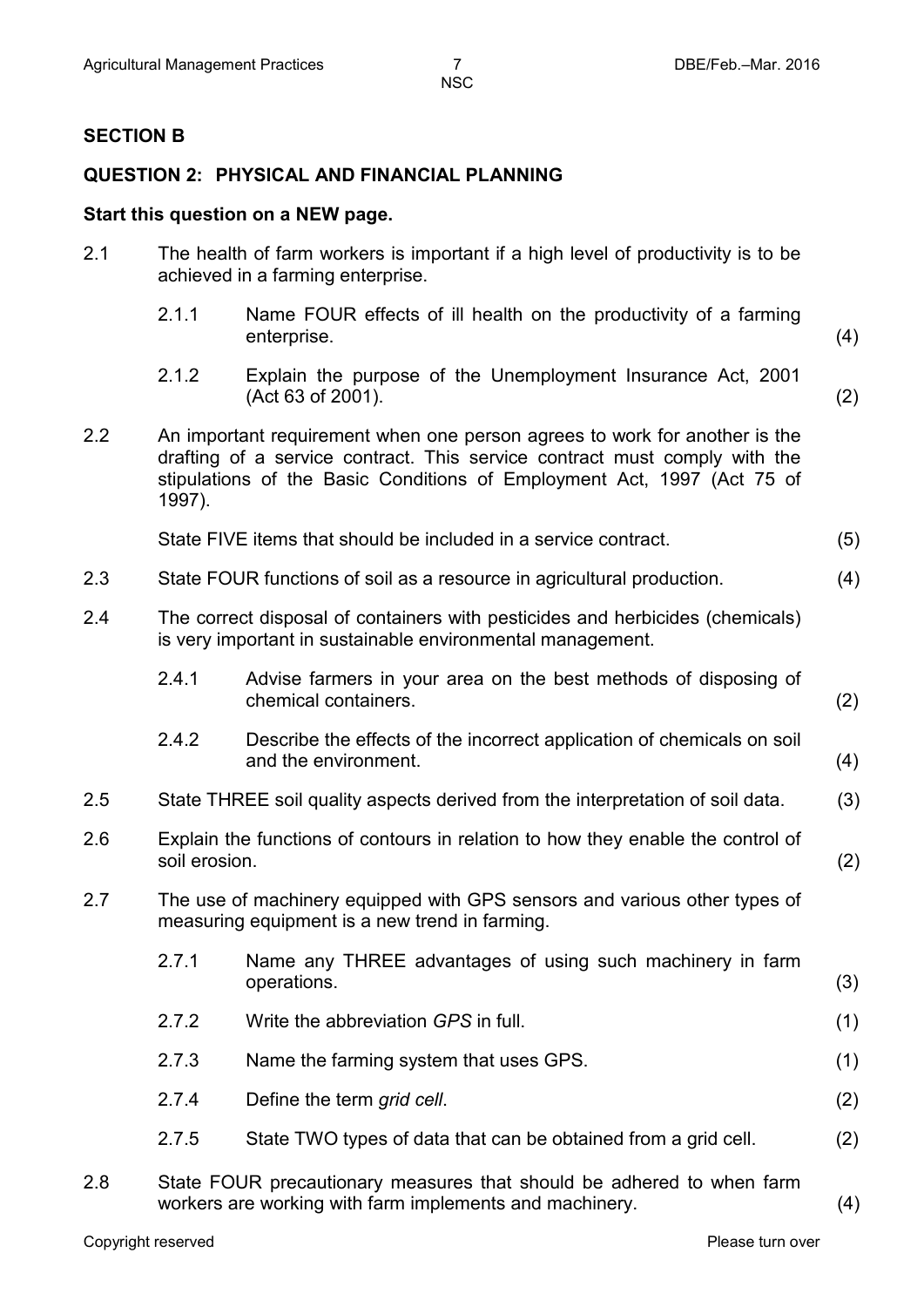## SECTION B

### QUESTION 2: PHYSICAL AND FINANCIAL PLANNING

**Start this question on a NEW page.**

2.1 The health of farm workers is important if a high level of productivity is to be achieved in a farming enterprise.

2.1.1 Name FOUR effects of ill health on the productivity of a farming enterprise. (4)

2.1.2 Explain the purpose of the Unemployment Insurance Act, 2001 (Act 63 of 2001). (2)

2.2 An important requirement when one person agrees to work for another is the drafting of a service contract. This service contract must comply with the stipulations of the Basic Conditions of Employment Act, 1997 (Act 75 of 1997).

State FIVE items that should be included in a service contract. (5)

2.3 State FOUR functions of soil as a resource in agricultural production. (4)

2.4 The correct disposal of containers with pesticides and herbicides (chemicals) is very important in sustainable environmental management.

2.4.1 Advise farmers in your area on the best methods of disposing of chemical containers. (2)

2.4.2 Describe the effects of the incorrect application of chemicals on soil and the environment. (4)

2.5 State THREE soil quality aspects derived from the interpretation of soil data. (3)

2.6 Explain the functions of contours in relation to how they enable the control of soil erosion. (2)

2.7 The use of machinery equipped with GPS sensors and various other types of measuring equipment is a new trend in farming.

2.7.1 Name any THREE advantages of using such machinery in farm operations. (3)

2.7.2 Write the abbreviation *GPS* in full. (1)

2.7.3 Name the farming system that uses GPS. (1)

2.7.4 Define the term *grid cell*. (2)

2.7.5 State TWO types of data that can be obtained from a grid cell. (2)

2.8 State FOUR precautionary measures that should be adhered to when farm workers are working with farm implements and machinery. (4)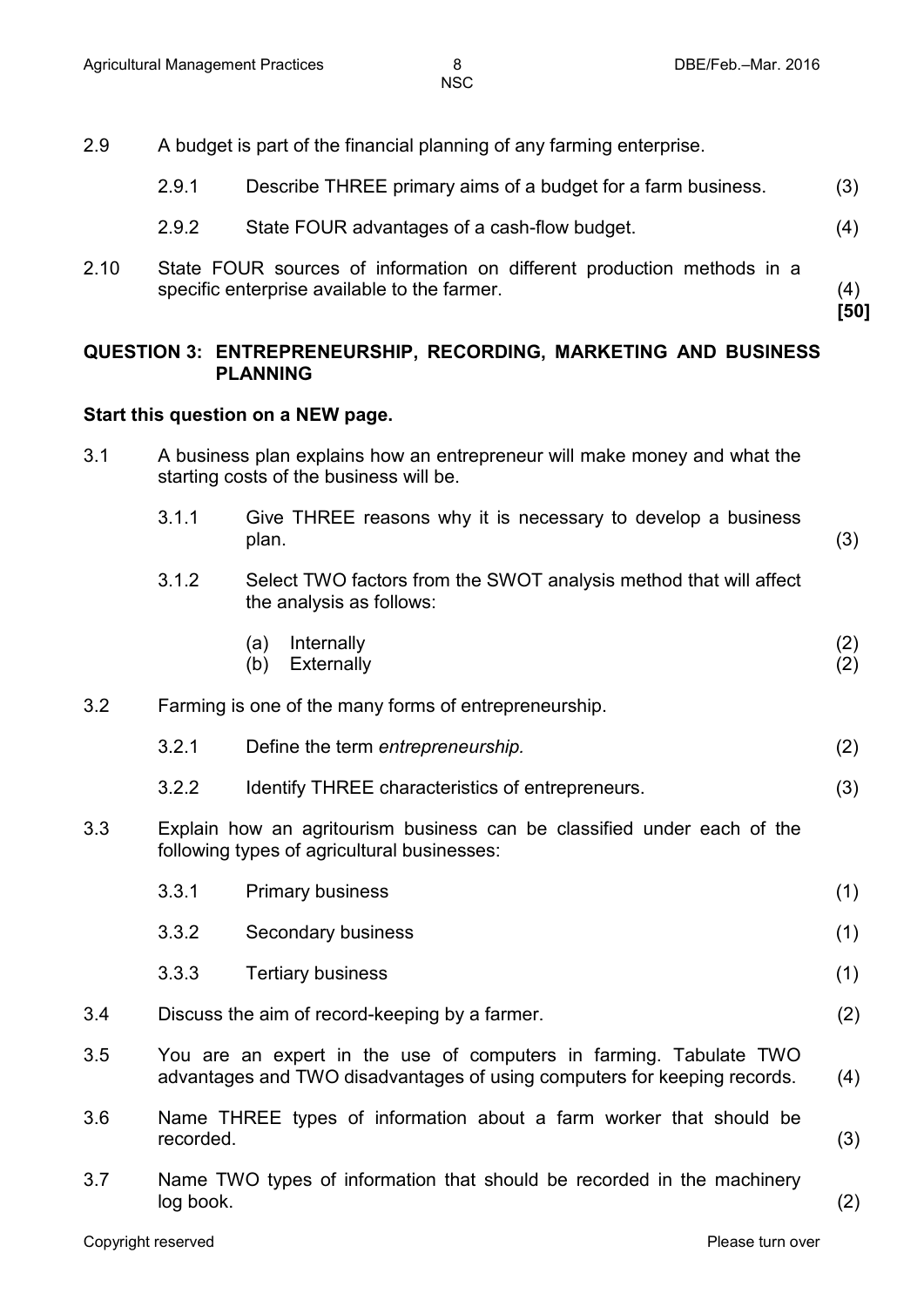2.9 A budget is part of the financial planning of any farming enterprise.

2.9.1 Describe THREE primary aims of a budget for a farm business. (3)

2.9.2 State FOUR advantages of a cash-flow budget. (4)

2.10 State FOUR sources of information on different production methods in a specific enterprise available to the farmer. (4)

**[50]**

## QUESTION 3: ENTREPRENEURSHIP, RECORDING, MARKETING AND BUSINESS PLANNING

**Start this question on a NEW page.**

3.1 A business plan explains how an entrepreneur will make money and what the starting costs of the business will be.

3.1.1 Give THREE reasons why it is necessary to develop a business plan. (3)

3.1.2 Select TWO factors from the SWOT analysis method that will affect the analysis as follows:

(a) Internally (2)
(b) Externally (2)

3.2 Farming is one of the many forms of entrepreneurship.

3.2.1 Define the term *entrepreneurship.* (2)

3.2.2 Identify THREE characteristics of entrepreneurs. (3)

3.3 Explain how an agritourism business can be classified under each of the following types of agricultural businesses:

3.3.1 Primary business (1)

3.3.2 Secondary business (1)

3.3.3 Tertiary business (1)

3.4 Discuss the aim of record-keeping by a farmer. (2)

3.5 You are an expert in the use of computers in farming. Tabulate TWO advantages and TWO disadvantages of using computers for keeping records. (4)

3.6 Name THREE types of information about a farm worker that should be recorded. (3)

3.7 Name TWO types of information that should be recorded in the machinery log book. (2)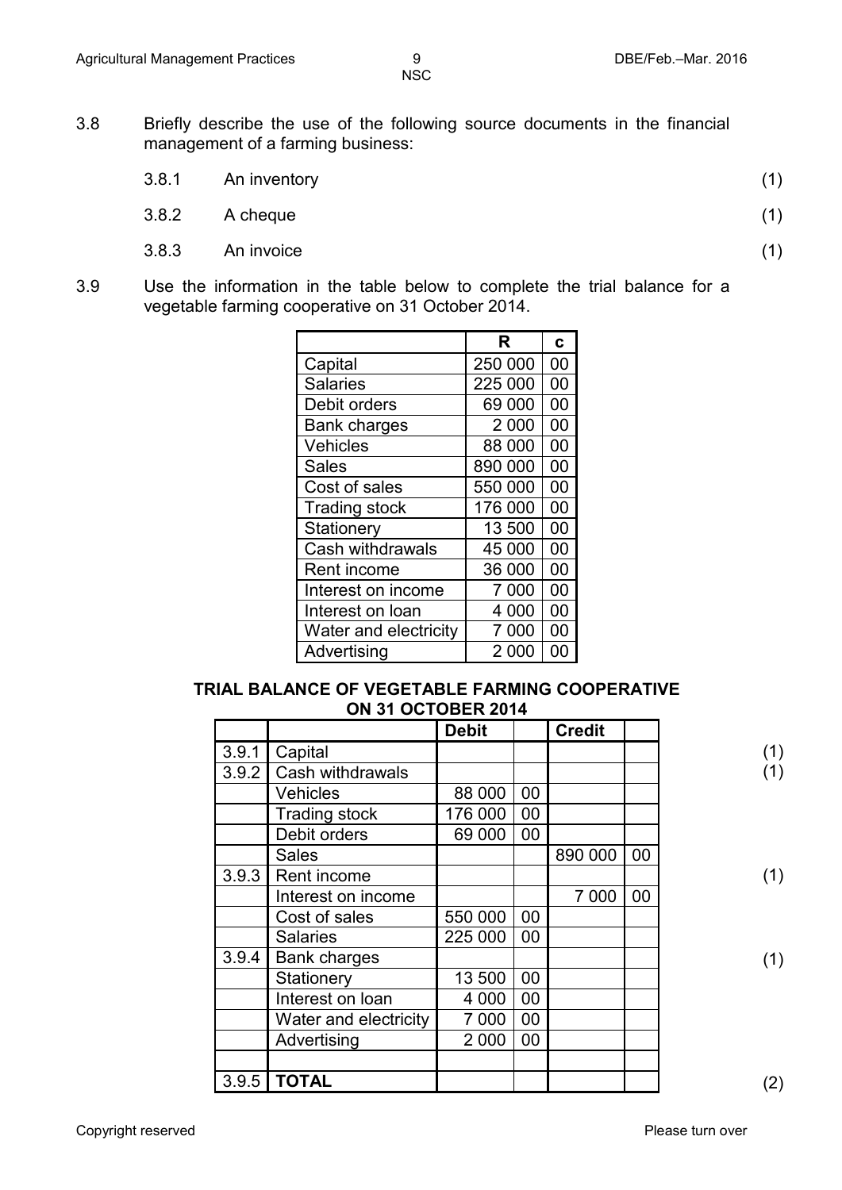3.8 Briefly describe the use of the following source documents in the financial management of a farming business:

3.8.1 An inventory (1)

3.8.2 A cheque (1)

3.8.3 An invoice (1)

3.9 Use the information in the table below to complete the trial balance for a vegetable farming cooperative on 31 October 2014.

| | R | c |
|---|---|---|
| Capital | 250 000 | 00 |
| Salaries | 225 000 | 00 |
| Debit orders | 69 000 | 00 |
| Bank charges | 2 000 | 00 |
| Vehicles | 88 000 | 00 |
| Sales | 890 000 | 00 |
| Cost of sales | 550 000 | 00 |
| Trading stock | 176 000 | 00 |
| Stationery | 13 500 | 00 |
| Cash withdrawals | 45 000 | 00 |
| Rent income | 36 000 | 00 |
| Interest on income | 7 000 | 00 |
| Interest on loan | 4 000 | 00 |
| Water and electricity | 7 000 | 00 |
| Advertising | 2 000 | 00 |

**TRIAL BALANCE OF VEGETABLE FARMING COOPERATIVE ON 31 OCTOBER 2014**

| | | Debit | | Credit | | |
|---|---|---|---|---|---|---|
| 3.9.1 | Capital | | | | | (1) |
| 3.9.2 | Cash withdrawals | | | | | (1) |
| | Vehicles | 88 000 | 00 | | | |
| | Trading stock | 176 000 | 00 | | | |
| | Debit orders | 69 000 | 00 | | | |
| | Sales | | | 890 000 | 00 | |
| 3.9.3 | Rent income | | | | | (1) |
| | Interest on income | | | 7 000 | 00 | |
| | Cost of sales | 550 000 | 00 | | | |
| | Salaries | 225 000 | 00 | | | |
| 3.9.4 | Bank charges | | | | | (1) |
| | Stationery | 13 500 | 00 | | | |
| | Interest on loan | 4 000 | 00 | | | |
| | Water and electricity | 7 000 | 00 | | | |
| | Advertising | 2 000 | 00 | | | |
| | | | | | | |
| 3.9.5 | **TOTAL** | | | | | (2) |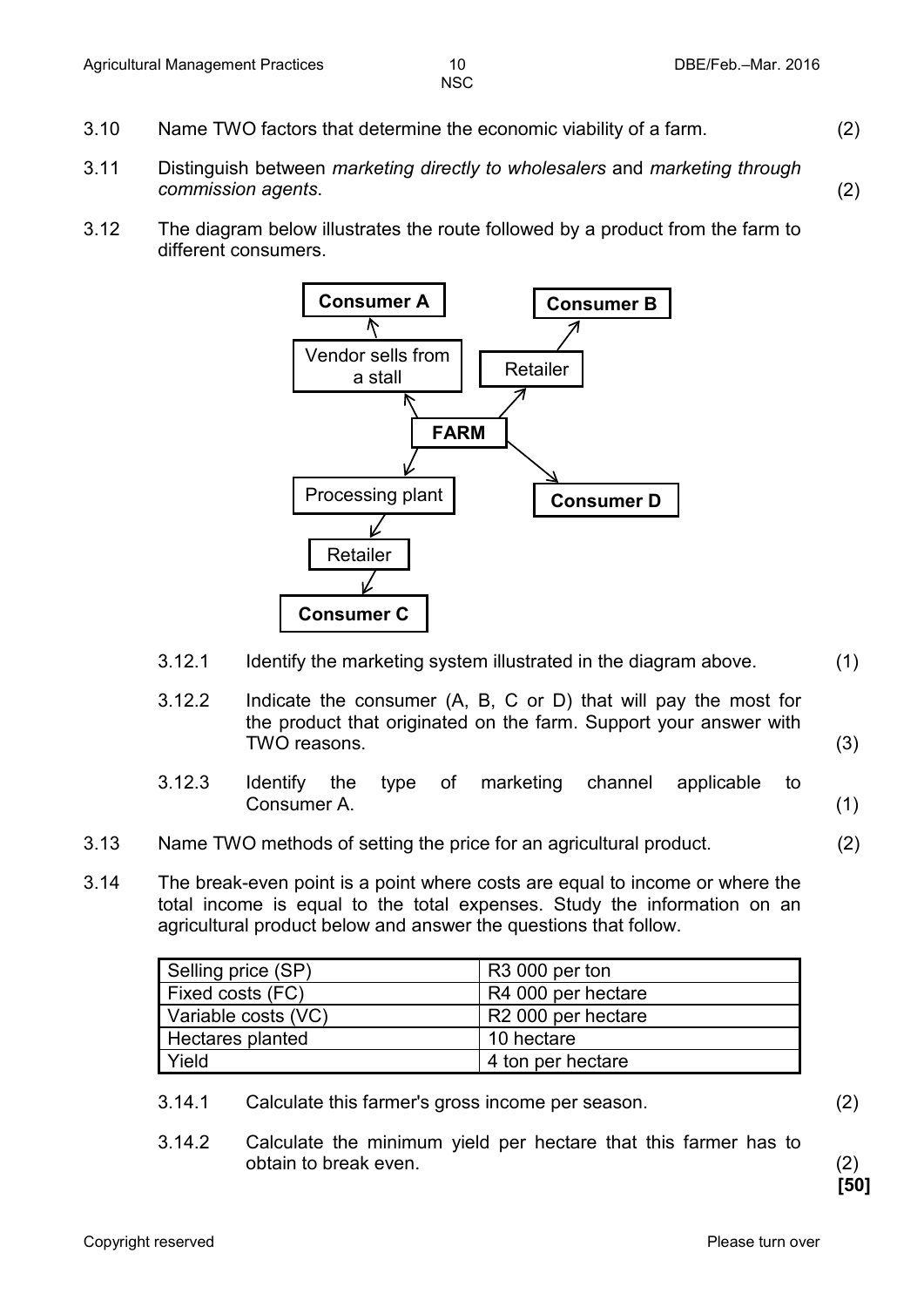3.10 Name TWO factors that determine the economic viability of a farm. (2)

3.11 Distinguish between *marketing directly to wholesalers* and *marketing through commission agents*. (2)

3.12 The diagram below illustrates the route followed by a product from the farm to different consumers.

- **FARM** → Vendor sells from a stall → **Consumer A**
- **FARM** → Retailer → **Consumer B**
- **FARM** → Processing plant → Retailer → **Consumer C**
- **FARM** → **Consumer D**

3.12.1 Identify the marketing system illustrated in the diagram above. (1)

3.12.2 Indicate the consumer (A, B, C or D) that will pay the most for the product that originated on the farm. Support your answer with TWO reasons. (3)

3.12.3 Identify the type of marketing channel applicable to Consumer A. (1)

3.13 Name TWO methods of setting the price for an agricultural product. (2)

3.14 The break-even point is a point where costs are equal to income or where the total income is equal to the total expenses. Study the information on an agricultural product below and answer the questions that follow.

| | |
|---|---|
| Selling price (SP) | R3 000 per ton |
| Fixed costs (FC) | R4 000 per hectare |
| Variable costs (VC) | R2 000 per hectare |
| Hectares planted | 10 hectare |
| Yield | 4 ton per hectare |

3.14.1 Calculate this farmer's gross income per season. (2)

3.14.2 Calculate the minimum yield per hectare that this farmer has to obtain to break even. (2)

**[50]**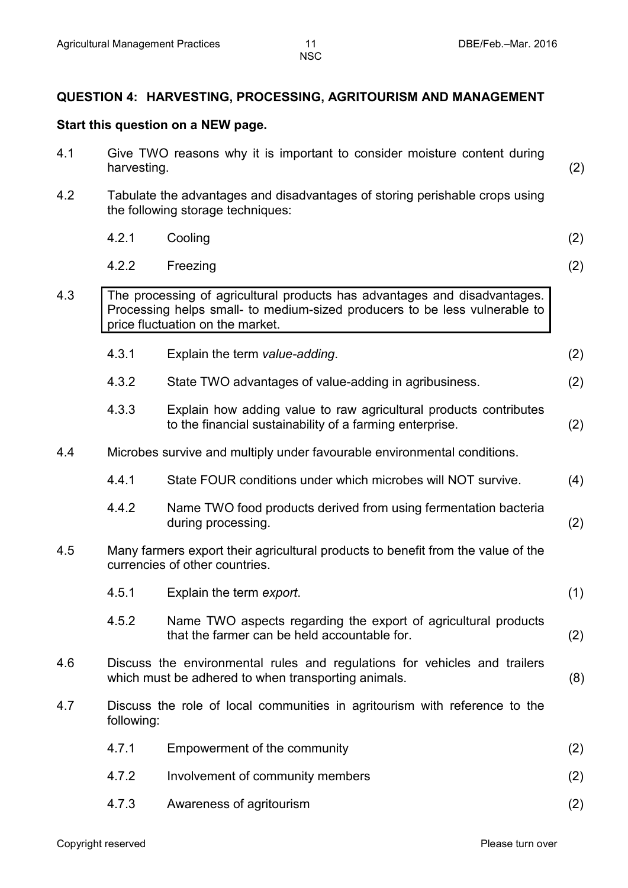## QUESTION 4: HARVESTING, PROCESSING, AGRITOURISM AND MANAGEMENT

**Start this question on a NEW page.**

4.1 Give TWO reasons why it is important to consider moisture content during harvesting. (2)

4.2 Tabulate the advantages and disadvantages of storing perishable crops using the following storage techniques:

4.2.1 Cooling (2)

4.2.2 Freezing (2)

4.3

> The processing of agricultural products has advantages and disadvantages. Processing helps small- to medium-sized producers to be less vulnerable to price fluctuation on the market.

4.3.1 Explain the term *value-adding*. (2)

4.3.2 State TWO advantages of value-adding in agribusiness. (2)

4.3.3 Explain how adding value to raw agricultural products contributes to the financial sustainability of a farming enterprise. (2)

4.4 Microbes survive and multiply under favourable environmental conditions.

4.4.1 State FOUR conditions under which microbes will NOT survive. (4)

4.4.2 Name TWO food products derived from using fermentation bacteria during processing. (2)

4.5 Many farmers export their agricultural products to benefit from the value of the currencies of other countries.

4.5.1 Explain the term *export*. (1)

4.5.2 Name TWO aspects regarding the export of agricultural products that the farmer can be held accountable for. (2)

4.6 Discuss the environmental rules and regulations for vehicles and trailers which must be adhered to when transporting animals. (8)

4.7 Discuss the role of local communities in agritourism with reference to the following:

4.7.1 Empowerment of the community (2)

4.7.2 Involvement of community members (2)

4.7.3 Awareness of agritourism (2)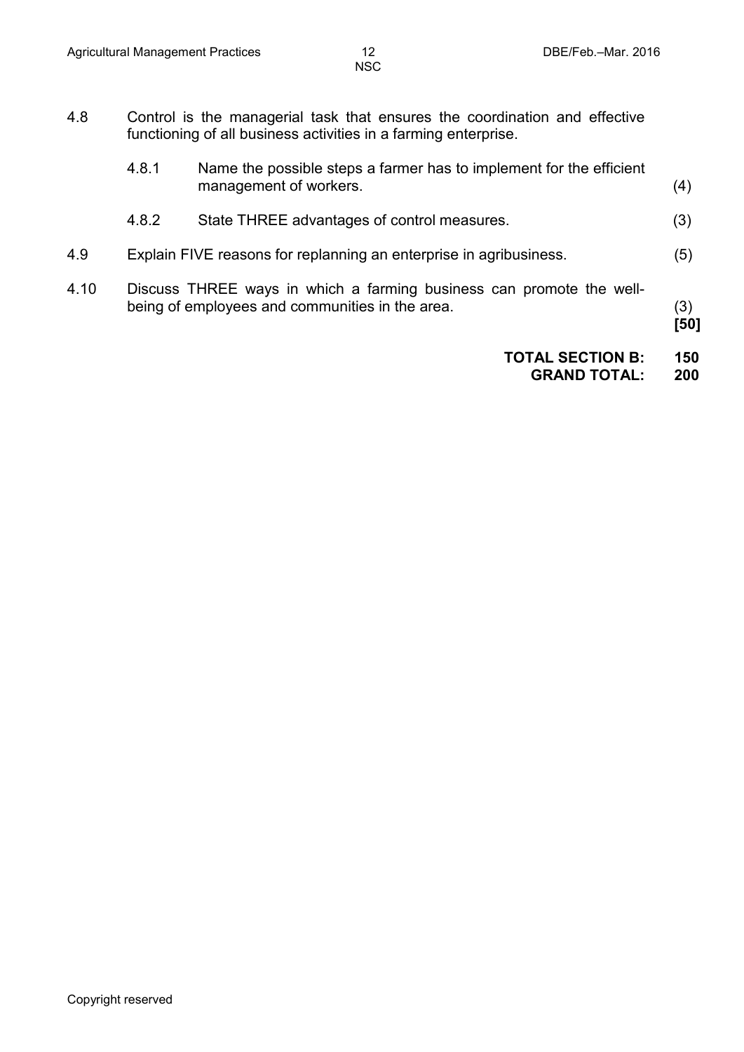4.8 Control is the managerial task that ensures the coordination and effective functioning of all business activities in a farming enterprise.

4.8.1 Name the possible steps a farmer has to implement for the efficient management of workers. (4)

4.8.2 State THREE advantages of control measures. (3)

4.9 Explain FIVE reasons for replanning an enterprise in agribusiness. (5)

4.10 Discuss THREE ways in which a farming business can promote the well-being of employees and communities in the area. (3)
**[50]**

**TOTAL SECTION B: 150**
**GRAND TOTAL: 200**